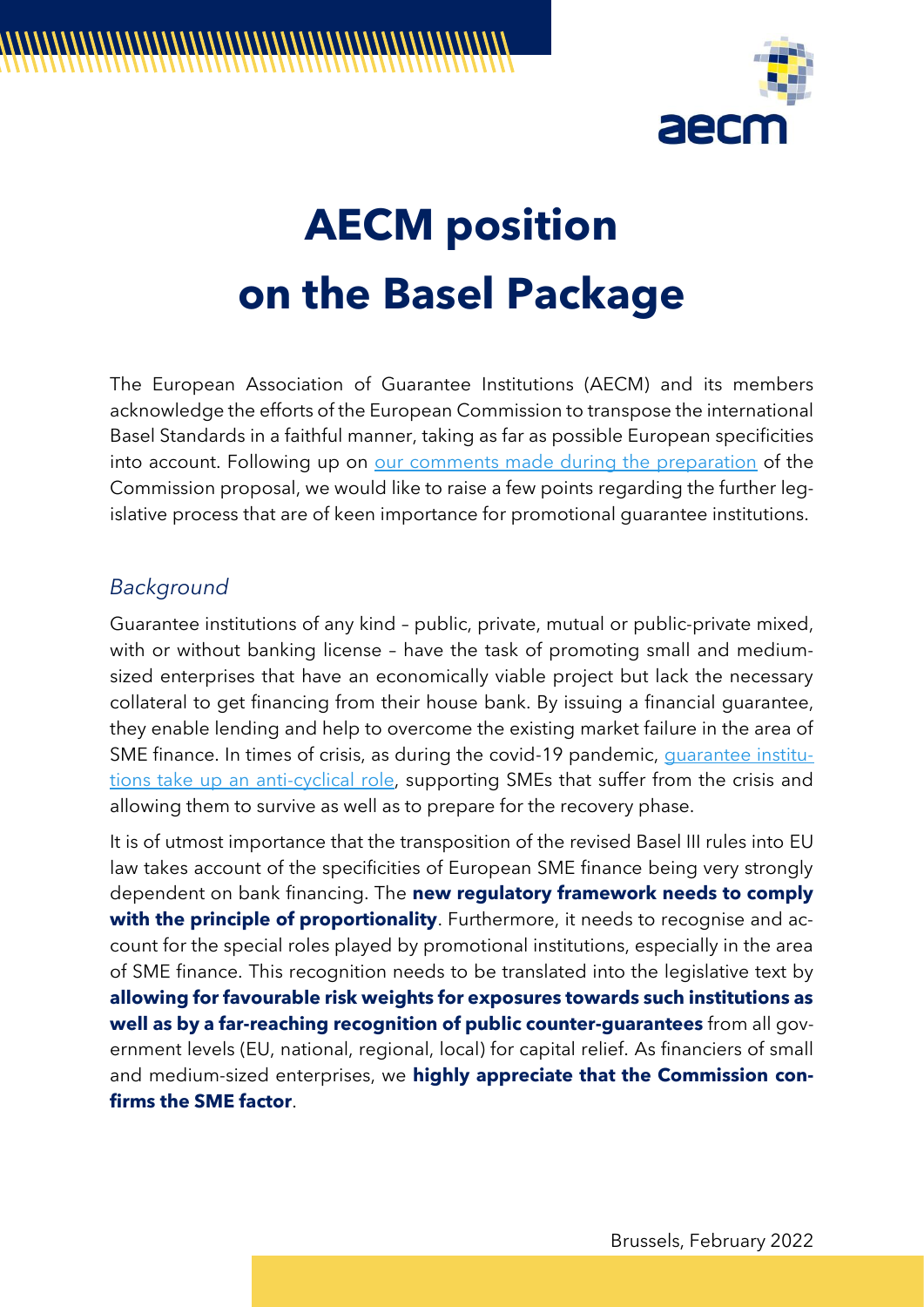# AECM position on the Basel Package

The European Association of Guarantee Institutions (AECM) and its members acknowledge the efforts of the European Commission to transpose the international Basel Standards in a faithful manner, taking as far as possible European specificities into account. Following up on our comments made during the preparation of the Commission proposal, we would like to raise a few points regarding the further legislative process that are of keen importance for promotional guarantee institutions.

## *Background*

Guarantee institutions of any kind – public, private, mutual or public-private mixed, with or without banking license – have the task of promoting small and medium-sized enterprises that have an economically viable project but lack the necessary collateral to get financing from their house bank. By issuing a financial guarantee, they enable lending and help to overcome the existing market failure in the area of SME finance. In times of crisis, as during the covid-19 pandemic, guarantee institutions take up an anti-cyclical role, supporting SMEs that suffer from the crisis and allowing them to survive as well as to prepare for the recovery phase.

It is of utmost importance that the transposition of the revised Basel III rules into EU law takes account of the specificities of European SME finance being very strongly dependent on bank financing. The **new regulatory framework needs to comply with the principle of proportionality**. Furthermore, it needs to recognise and account for the special roles played by promotional institutions, especially in the area of SME finance. This recognition needs to be translated into the legislative text by **allowing for favourable risk weights for exposures towards such institutions as well as by a far-reaching recognition of public counter-guarantees** from all government levels (EU, national, regional, local) for capital relief. As financiers of small and medium-sized enterprises, we **highly appreciate that the Commission confirms the SME factor**.

Brussels, February 2022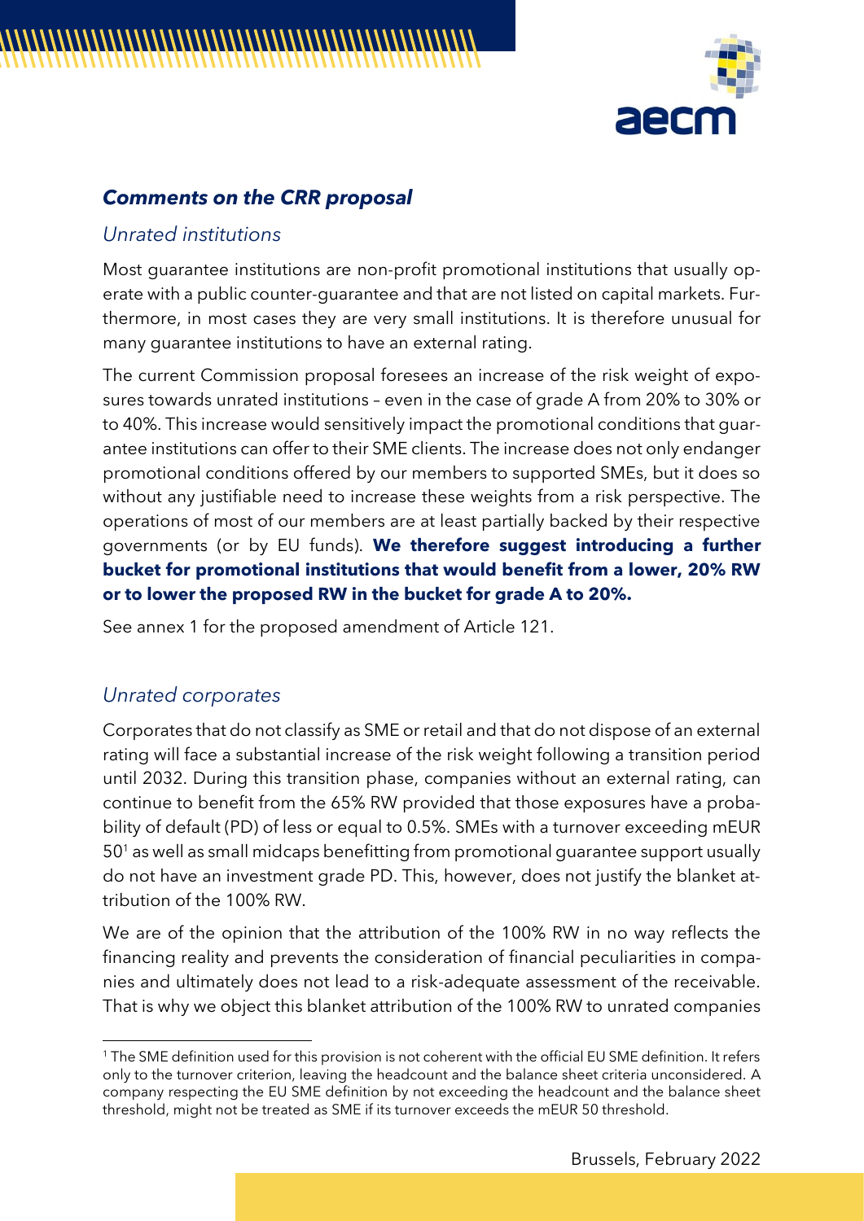## *Comments on the CRR proposal*

### *Unrated institutions*

Most guarantee institutions are non-profit promotional institutions that usually operate with a public counter-guarantee and that are not listed on capital markets. Furthermore, in most cases they are very small institutions. It is therefore unusual for many guarantee institutions to have an external rating.

The current Commission proposal foresees an increase of the risk weight of exposures towards unrated institutions – even in the case of grade A from 20% to 30% or to 40%. This increase would sensitively impact the promotional conditions that guarantee institutions can offer to their SME clients. The increase does not only endanger promotional conditions offered by our members to supported SMEs, but it does so without any justifiable need to increase these weights from a risk perspective. The operations of most of our members are at least partially backed by their respective governments (or by EU funds). **We therefore suggest introducing a further bucket for promotional institutions that would benefit from a lower, 20% RW or to lower the proposed RW in the bucket for grade A to 20%.**

See annex 1 for the proposed amendment of Article 121.

### *Unrated corporates*

Corporates that do not classify as SME or retail and that do not dispose of an external rating will face a substantial increase of the risk weight following a transition period until 2032. During this transition phase, companies without an external rating, can continue to benefit from the 65% RW provided that those exposures have a probability of default (PD) of less or equal to 0.5%. SMEs with a turnover exceeding mEUR 50[1] as well as small midcaps benefitting from promotional guarantee support usually do not have an investment grade PD. This, however, does not justify the blanket attribution of the 100% RW.

We are of the opinion that the attribution of the 100% RW in no way reflects the financing reality and prevents the consideration of financial peculiarities in companies and ultimately does not lead to a risk-adequate assessment of the receivable. That is why we object this blanket attribution of the 100% RW to unrated companies

[1] The SME definition used for this provision is not coherent with the official EU SME definition. It refers only to the turnover criterion, leaving the headcount and the balance sheet criteria unconsidered. A company respecting the EU SME definition by not exceeding the headcount and the balance sheet threshold, might not be treated as SME if its turnover exceeds the mEUR 50 threshold.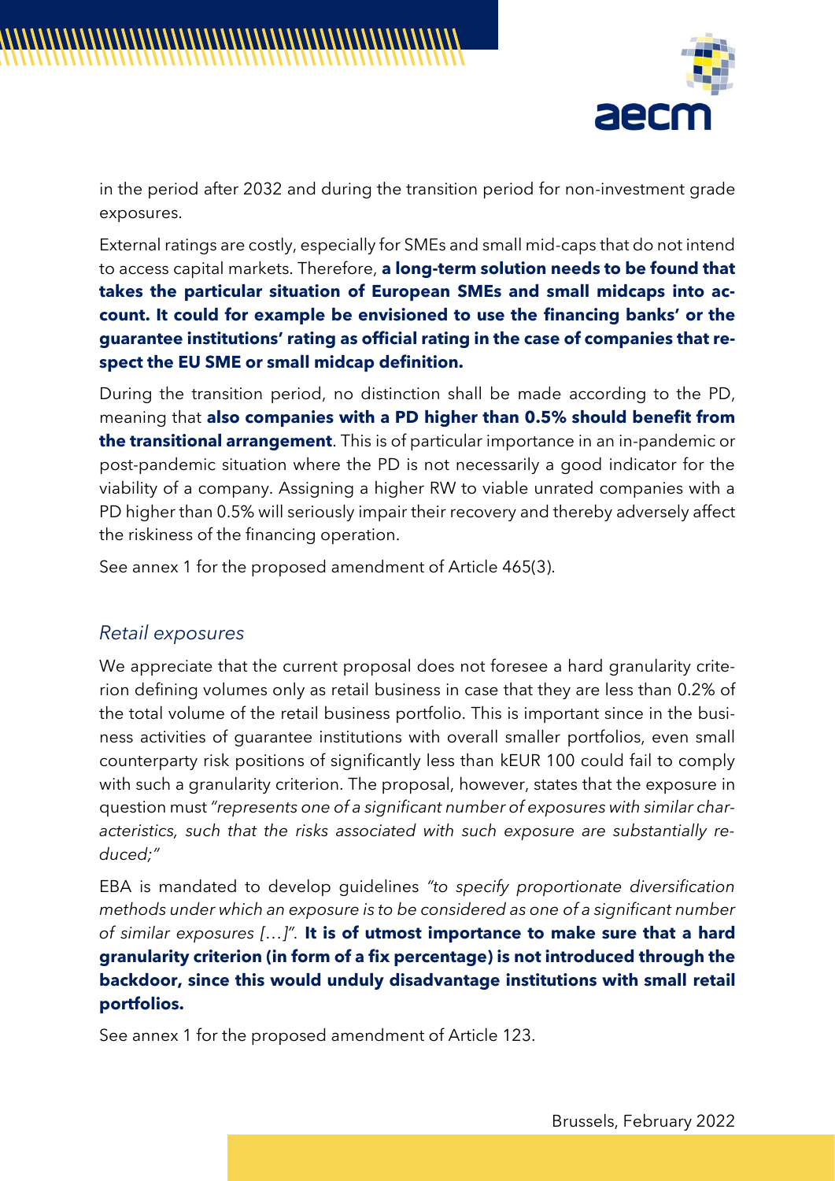in the period after 2032 and during the transition period for non-investment grade exposures.

External ratings are costly, especially for SMEs and small mid-caps that do not intend to access capital markets. Therefore, **a long-term solution needs to be found that takes the particular situation of European SMEs and small midcaps into account. It could for example be envisioned to use the financing banks' or the guarantee institutions' rating as official rating in the case of companies that respect the EU SME or small midcap definition.**

During the transition period, no distinction shall be made according to the PD, meaning that **also companies with a PD higher than 0.5% should benefit from the transitional arrangement**. This is of particular importance in an in-pandemic or post-pandemic situation where the PD is not necessarily a good indicator for the viability of a company. Assigning a higher RW to viable unrated companies with a PD higher than 0.5% will seriously impair their recovery and thereby adversely affect the riskiness of the financing operation.

See annex 1 for the proposed amendment of Article 465(3).

### *Retail exposures*

We appreciate that the current proposal does not foresee a hard granularity criterion defining volumes only as retail business in case that they are less than 0.2% of the total volume of the retail business portfolio. This is important since in the business activities of guarantee institutions with overall smaller portfolios, even small counterparty risk positions of significantly less than kEUR 100 could fail to comply with such a granularity criterion. The proposal, however, states that the exposure in question must *"represents one of a significant number of exposures with similar characteristics, such that the risks associated with such exposure are substantially reduced;"*

EBA is mandated to develop guidelines *"to specify proportionate diversification methods under which an exposure is to be considered as one of a significant number of similar exposures […]".* **It is of utmost importance to make sure that a hard granularity criterion (in form of a fix percentage) is not introduced through the backdoor, since this would unduly disadvantage institutions with small retail portfolios.**

See annex 1 for the proposed amendment of Article 123.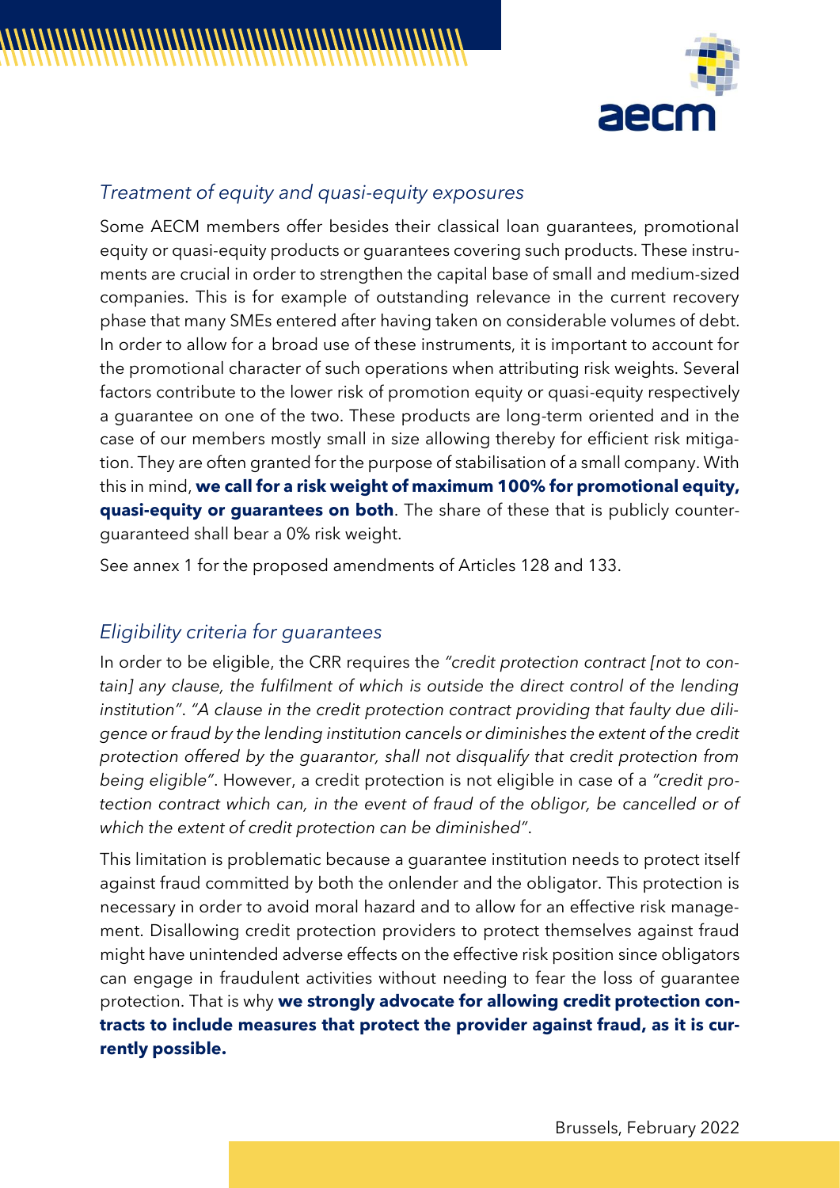### *Treatment of equity and quasi-equity exposures*

Some AECM members offer besides their classical loan guarantees, promotional equity or quasi-equity products or guarantees covering such products. These instruments are crucial in order to strengthen the capital base of small and medium-sized companies. This is for example of outstanding relevance in the current recovery phase that many SMEs entered after having taken on considerable volumes of debt. In order to allow for a broad use of these instruments, it is important to account for the promotional character of such operations when attributing risk weights. Several factors contribute to the lower risk of promotion equity or quasi-equity respectively a guarantee on one of the two. These products are long-term oriented and in the case of our members mostly small in size allowing thereby for efficient risk mitigation. They are often granted for the purpose of stabilisation of a small company. With this in mind, **we call for a risk weight of maximum 100% for promotional equity, quasi-equity or guarantees on both**. The share of these that is publicly counter-guaranteed shall bear a 0% risk weight.

See annex 1 for the proposed amendments of Articles 128 and 133.

### *Eligibility criteria for guarantees*

In order to be eligible, the CRR requires the *"credit protection contract [not to contain] any clause, the fulfilment of which is outside the direct control of the lending institution"*. *"A clause in the credit protection contract providing that faulty due diligence or fraud by the lending institution cancels or diminishes the extent of the credit protection offered by the guarantor, shall not disqualify that credit protection from being eligible"*. However, a credit protection is not eligible in case of a *"credit protection contract which can, in the event of fraud of the obligor, be cancelled or of which the extent of credit protection can be diminished"*.

This limitation is problematic because a guarantee institution needs to protect itself against fraud committed by both the onlender and the obligator. This protection is necessary in order to avoid moral hazard and to allow for an effective risk management. Disallowing credit protection providers to protect themselves against fraud might have unintended adverse effects on the effective risk position since obligators can engage in fraudulent activities without needing to fear the loss of guarantee protection. That is why **we strongly advocate for allowing credit protection contracts to include measures that protect the provider against fraud, as it is currently possible.**

Brussels, February 2022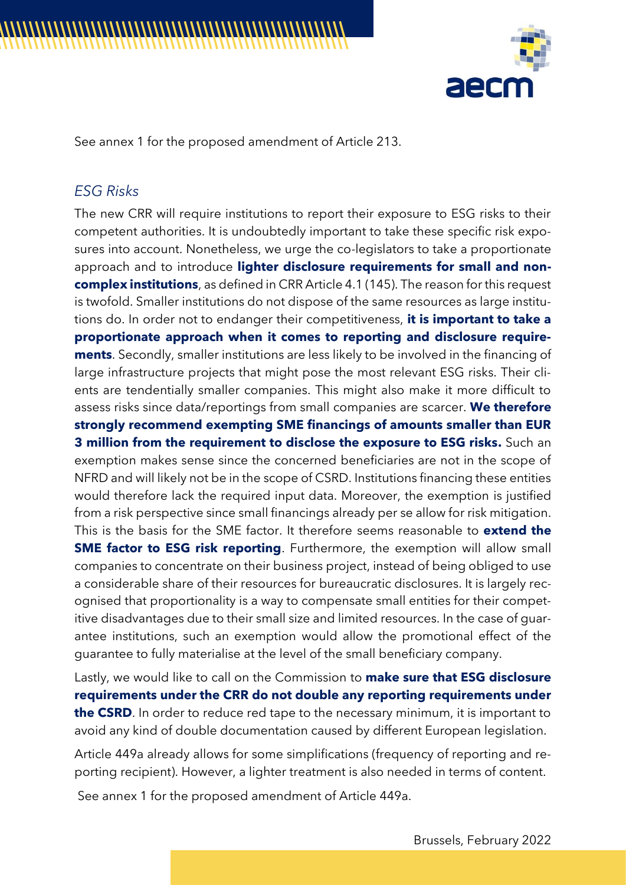See annex 1 for the proposed amendment of Article 213.

## *ESG Risks*

The new CRR will require institutions to report their exposure to ESG risks to their competent authorities. It is undoubtedly important to take these specific risk exposures into account. Nonetheless, we urge the co-legislators to take a proportionate approach and to introduce **lighter disclosure requirements for small and non-complex institutions**, as defined in CRR Article 4.1 (145). The reason for this request is twofold. Smaller institutions do not dispose of the same resources as large institutions do. In order not to endanger their competitiveness, **it is important to take a proportionate approach when it comes to reporting and disclosure requirements**. Secondly, smaller institutions are less likely to be involved in the financing of large infrastructure projects that might pose the most relevant ESG risks. Their clients are tendentially smaller companies. This might also make it more difficult to assess risks since data/reportings from small companies are scarcer. **We therefore strongly recommend exempting SME financings of amounts smaller than EUR 3 million from the requirement to disclose the exposure to ESG risks.** Such an exemption makes sense since the concerned beneficiaries are not in the scope of NFRD and will likely not be in the scope of CSRD. Institutions financing these entities would therefore lack the required input data. Moreover, the exemption is justified from a risk perspective since small financings already per se allow for risk mitigation. This is the basis for the SME factor. It therefore seems reasonable to **extend the SME factor to ESG risk reporting**. Furthermore, the exemption will allow small companies to concentrate on their business project, instead of being obliged to use a considerable share of their resources for bureaucratic disclosures. It is largely recognised that proportionality is a way to compensate small entities for their competitive disadvantages due to their small size and limited resources. In the case of guarantee institutions, such an exemption would allow the promotional effect of the guarantee to fully materialise at the level of the small beneficiary company.

Lastly, we would like to call on the Commission to **make sure that ESG disclosure requirements under the CRR do not double any reporting requirements under the CSRD**. In order to reduce red tape to the necessary minimum, it is important to avoid any kind of double documentation caused by different European legislation.

Article 449a already allows for some simplifications (frequency of reporting and reporting recipient). However, a lighter treatment is also needed in terms of content.

See annex 1 for the proposed amendment of Article 449a.

Brussels, February 2022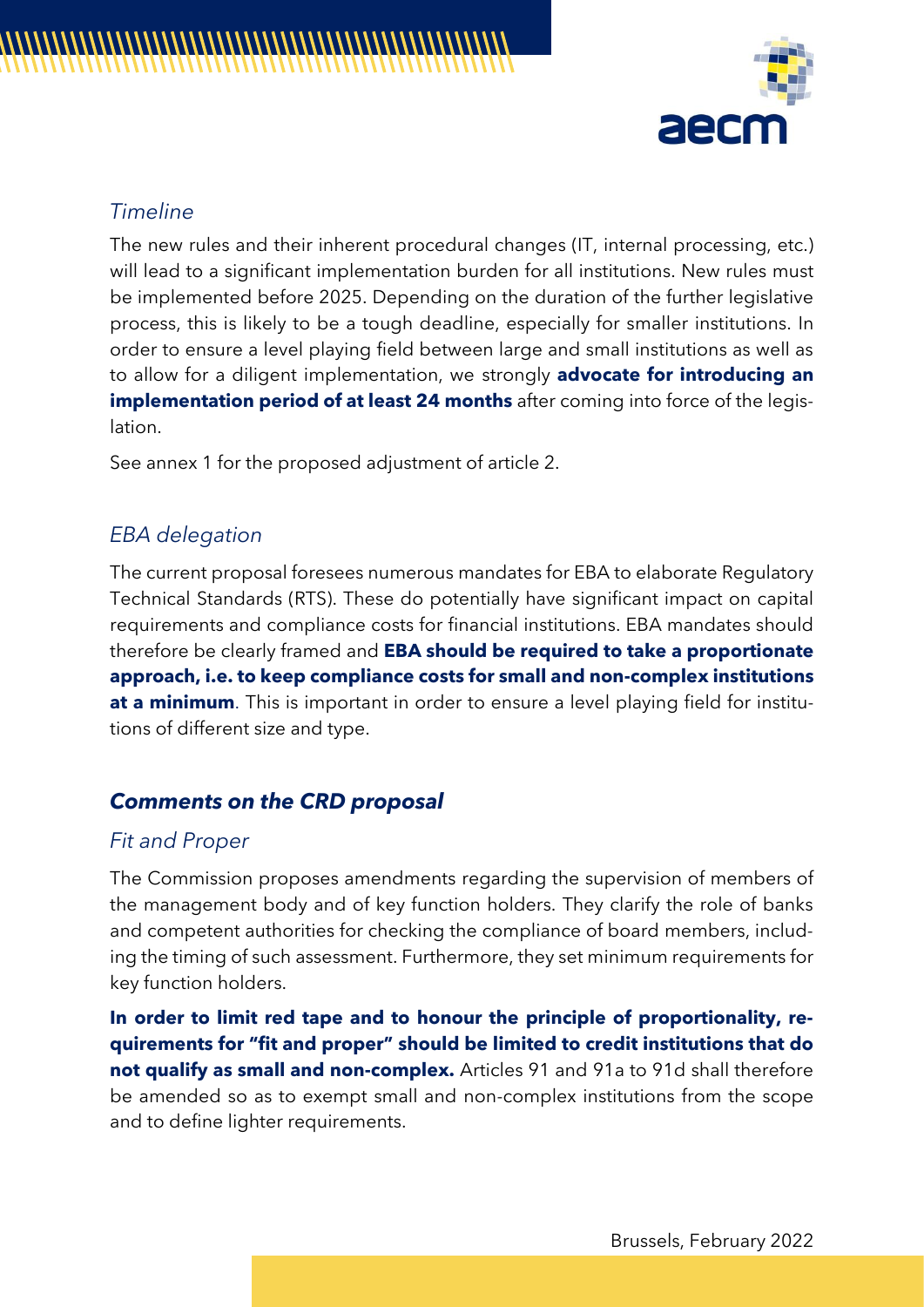### *Timeline*

The new rules and their inherent procedural changes (IT, internal processing, etc.) will lead to a significant implementation burden for all institutions. New rules must be implemented before 2025. Depending on the duration of the further legislative process, this is likely to be a tough deadline, especially for smaller institutions. In order to ensure a level playing field between large and small institutions as well as to allow for a diligent implementation, we strongly **advocate for introducing an implementation period of at least 24 months** after coming into force of the legislation.

See annex 1 for the proposed adjustment of article 2.

### *EBA delegation*

The current proposal foresees numerous mandates for EBA to elaborate Regulatory Technical Standards (RTS). These do potentially have significant impact on capital requirements and compliance costs for financial institutions. EBA mandates should therefore be clearly framed and **EBA should be required to take a proportionate approach, i.e. to keep compliance costs for small and non-complex institutions at a minimum**. This is important in order to ensure a level playing field for institutions of different size and type.

## ***Comments on the CRD proposal***

### *Fit and Proper*

The Commission proposes amendments regarding the supervision of members of the management body and of key function holders. They clarify the role of banks and competent authorities for checking the compliance of board members, including the timing of such assessment. Furthermore, they set minimum requirements for key function holders.

**In order to limit red tape and to honour the principle of proportionality, requirements for "fit and proper" should be limited to credit institutions that do not qualify as small and non-complex.** Articles 91 and 91a to 91d shall therefore be amended so as to exempt small and non-complex institutions from the scope and to define lighter requirements.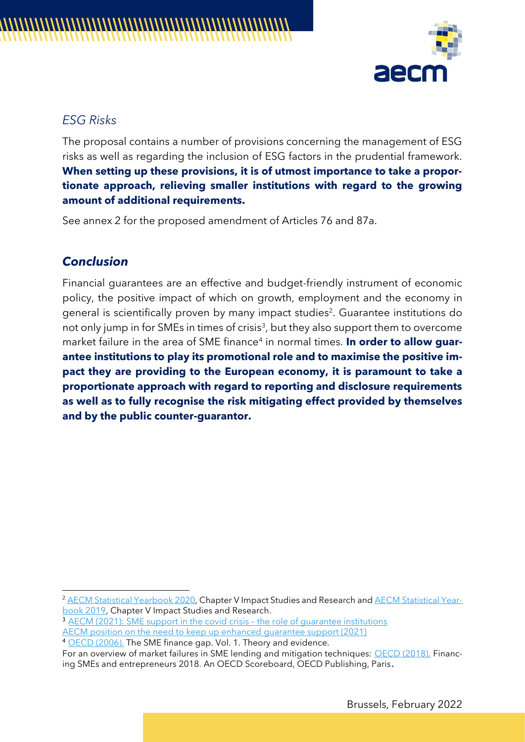### *ESG Risks*

The proposal contains a number of provisions concerning the management of ESG risks as well as regarding the inclusion of ESG factors in the prudential framework. **When setting up these provisions, it is of utmost importance to take a proportionate approach, relieving smaller institutions with regard to the growing amount of additional requirements.**

See annex 2 for the proposed amendment of Articles 76 and 87a.

### ***Conclusion***

Financial guarantees are an effective and budget-friendly instrument of economic policy, the positive impact of which on growth, employment and the economy in general is scientifically proven by many impact studies[2]. Guarantee institutions do not only jump in for SMEs in times of crisis[3], but they also support them to overcome market failure in the area of SME finance[4] in normal times. **In order to allow guarantee institutions to play its promotional role and to maximise the positive impact they are providing to the European economy, it is paramount to take a proportionate approach with regard to reporting and disclosure requirements as well as to fully recognise the risk mitigating effect provided by themselves and by the public counter-guarantor.**

---

[2] AECM Statistical Yearbook 2020, Chapter V Impact Studies and Research and AECM Statistical Yearbook 2019, Chapter V Impact Studies and Research.

[3] AECM (2021): SME support in the covid crisis – the role of guarantee institutions
AECM position on the need to keep up enhanced guarantee support (2021)

[4] OECD (2006). The SME finance gap. Vol. 1. Theory and evidence.
For an overview of market failures in SME lending and mitigation techniques: OECD (2018). Financing SMEs and entrepreneurs 2018. An OECD Scoreboard, OECD Publishing, Paris.

Brussels, February 2022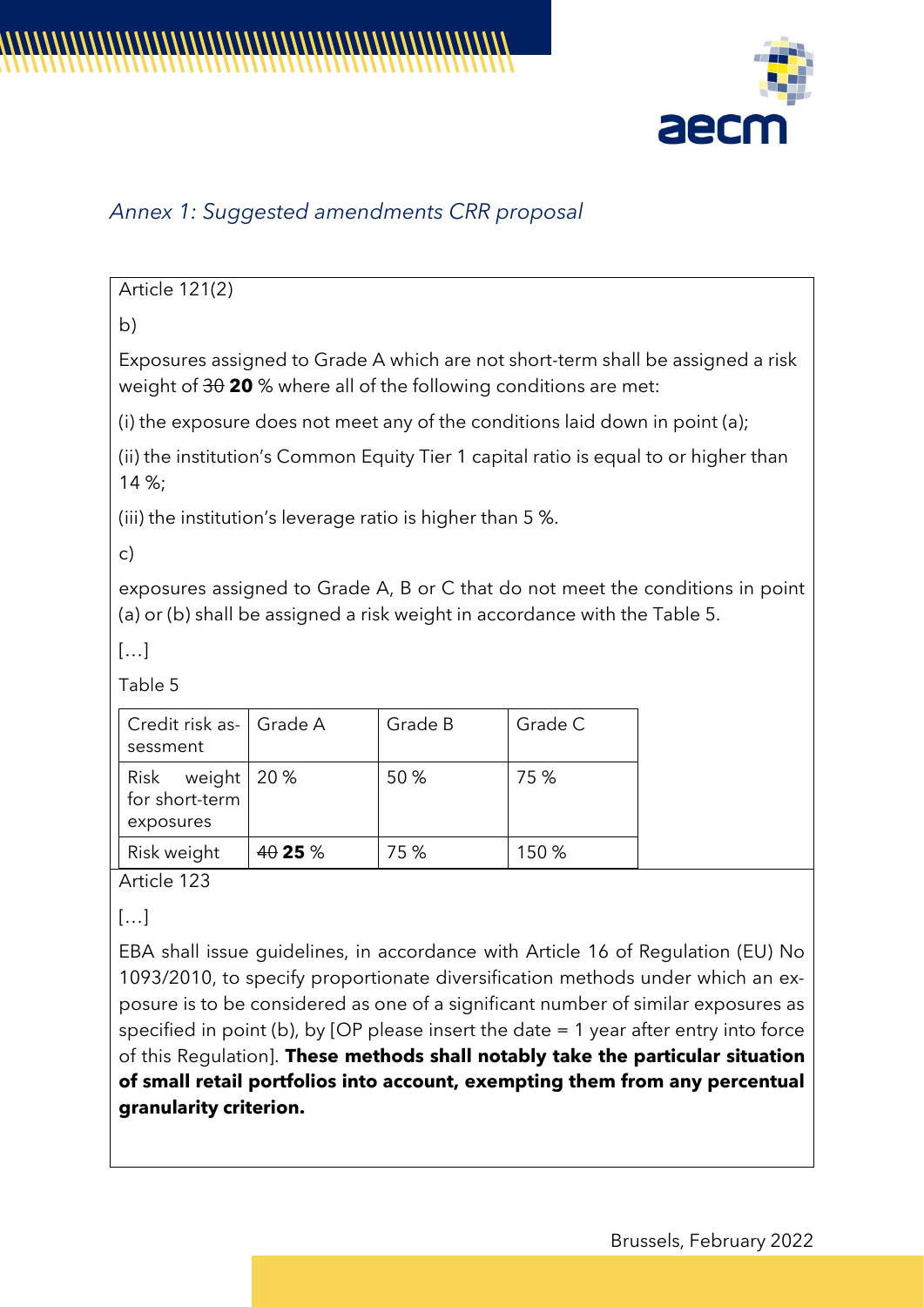*Annex 1: Suggested amendments CRR proposal*

Article 121(2)

b)

Exposures assigned to Grade A which are not short-term shall be assigned a risk weight of ~~30~~ **20** % where all of the following conditions are met:

(i) the exposure does not meet any of the conditions laid down in point (a);

(ii) the institution's Common Equity Tier 1 capital ratio is equal to or higher than 14 %;

(iii) the institution's leverage ratio is higher than 5 %.

c)

exposures assigned to Grade A, B or C that do not meet the conditions in point (a) or (b) shall be assigned a risk weight in accordance with the Table 5.

[…]

Table 5

| Credit risk assessment | Grade A | Grade B | Grade C |
|---|---|---|---|
| Risk weight for short-term exposures | 20 % | 50 % | 75 % |
| Risk weight | ~~40~~ **25** % | 75 % | 150 % |

Article 123

[…]

EBA shall issue guidelines, in accordance with Article 16 of Regulation (EU) No 1093/2010, to specify proportionate diversification methods under which an exposure is to be considered as one of a significant number of similar exposures as specified in point (b), by [OP please insert the date = 1 year after entry into force of this Regulation]. **These methods shall notably take the particular situation of small retail portfolios into account, exempting them from any percentual granularity criterion.**

Brussels, February 2022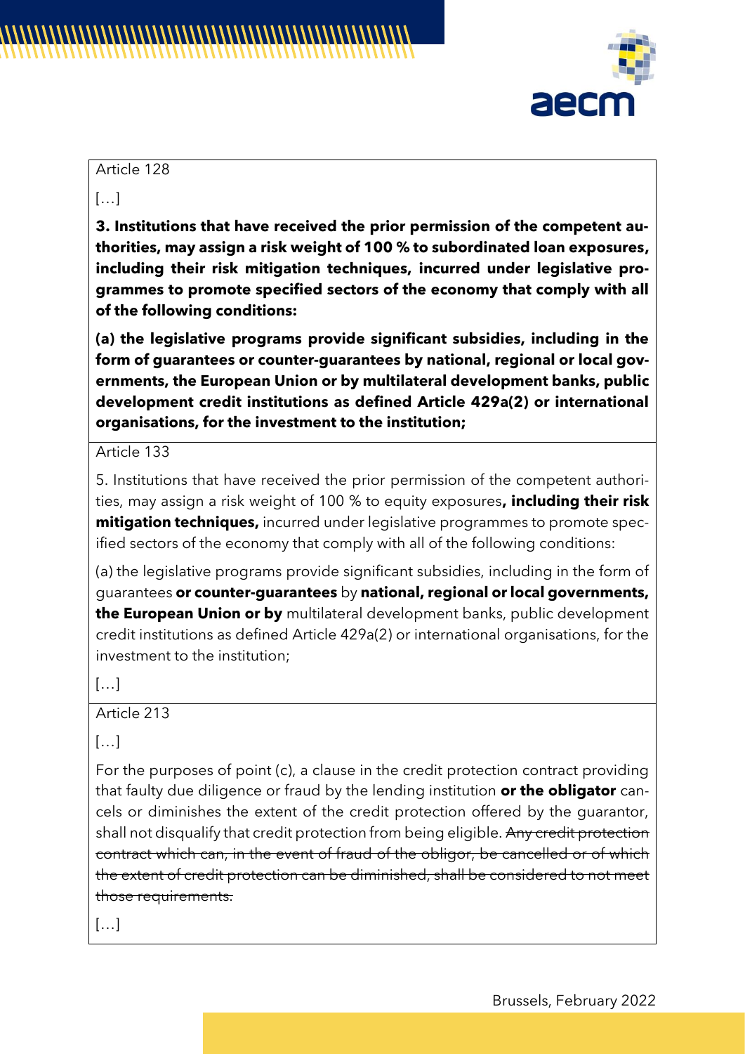Article 128

[…]

**3. Institutions that have received the prior permission of the competent authorities, may assign a risk weight of 100 % to subordinated loan exposures, including their risk mitigation techniques, incurred under legislative programmes to promote specified sectors of the economy that comply with all of the following conditions:**

**(a) the legislative programs provide significant subsidies, including in the form of guarantees or counter-guarantees by national, regional or local governments, the European Union or by multilateral development banks, public development credit institutions as defined Article 429a(2) or international organisations, for the investment to the institution;**

Article 133

5. Institutions that have received the prior permission of the competent authorities, may assign a risk weight of 100 % to equity exposures**, including their risk mitigation techniques,** incurred under legislative programmes to promote specified sectors of the economy that comply with all of the following conditions:

(a) the legislative programs provide significant subsidies, including in the form of guarantees **or counter-guarantees** by **national, regional or local governments, the European Union or by** multilateral development banks, public development credit institutions as defined Article 429a(2) or international organisations, for the investment to the institution;

[…]

Article 213

[…]

For the purposes of point (c), a clause in the credit protection contract providing that faulty due diligence or fraud by the lending institution **or the obligator** cancels or diminishes the extent of the credit protection offered by the guarantor, shall not disqualify that credit protection from being eligible. ~~Any credit protection contract which can, in the event of fraud of the obligor, be cancelled or of which the extent of credit protection can be diminished, shall be considered to not meet those requirements.~~

[…]

Brussels, February 2022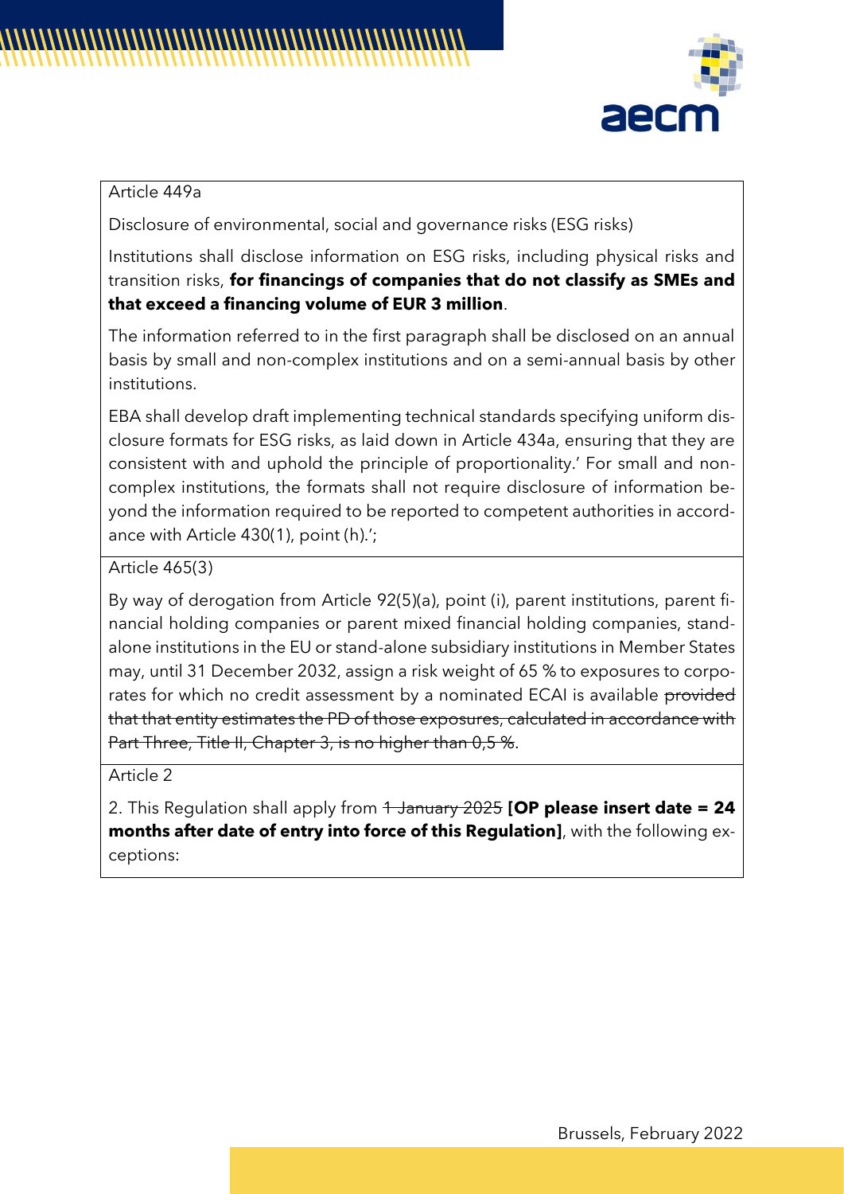| |
|---|
| Article 449a |
| Disclosure of environmental, social and governance risks (ESG risks)<br><br>Institutions shall disclose information on ESG risks, including physical risks and transition risks, **for financings of companies that do not classify as SMEs and that exceed a financing volume of EUR 3 million**.<br><br>The information referred to in the first paragraph shall be disclosed on an annual basis by small and non-complex institutions and on a semi-annual basis by other institutions.<br><br>EBA shall develop draft implementing technical standards specifying uniform disclosure formats for ESG risks, as laid down in Article 434a, ensuring that they are consistent with and uphold the principle of proportionality.' For small and non-complex institutions, the formats shall not require disclosure of information beyond the information required to be reported to competent authorities in accordance with Article 430(1), point (h).'; |
| Article 465(3) |
| By way of derogation from Article 92(5)(a), point (i), parent institutions, parent financial holding companies or parent mixed financial holding companies, stand-alone institutions in the EU or stand-alone subsidiary institutions in Member States may, until 31 December 2032, assign a risk weight of 65 % to exposures to corporates for which no credit assessment by a nominated ECAI is available ~~provided that that entity estimates the PD of those exposures, calculated in accordance with Part Three, Title II, Chapter 3, is no higher than 0,5 %~~. |
| Article 2 |
| 2. This Regulation shall apply from ~~1 January 2025~~ **[OP please insert date = 24 months after date of entry into force of this Regulation]**, with the following exceptions: |

Brussels, February 2022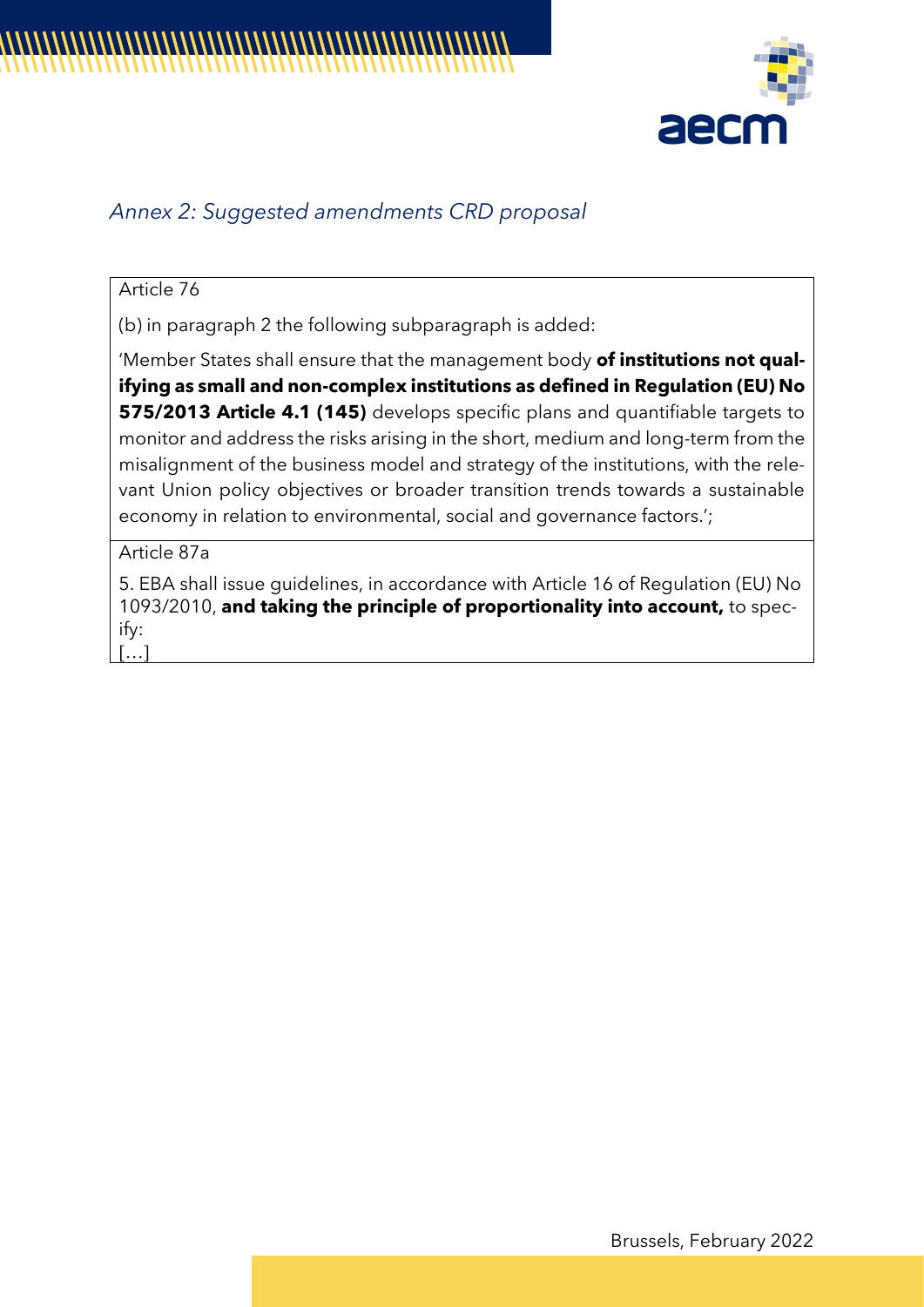*Annex 2: Suggested amendments CRD proposal*

| |
|---|
| Article 76 |
| (b) in paragraph 2 the following subparagraph is added:<br><br>'Member States shall ensure that the management body **of institutions not qualifying as small and non-complex institutions as defined in Regulation (EU) No 575/2013 Article 4.1 (145)** develops specific plans and quantifiable targets to monitor and address the risks arising in the short, medium and long-term from the misalignment of the business model and strategy of the institutions, with the relevant Union policy objectives or broader transition trends towards a sustainable economy in relation to environmental, social and governance factors.'; |
| Article 87a |
| 5. EBA shall issue guidelines, in accordance with Article 16 of Regulation (EU) No 1093/2010, **and taking the principle of proportionality into account,** to specify:<br>[…] |

Brussels, February 2022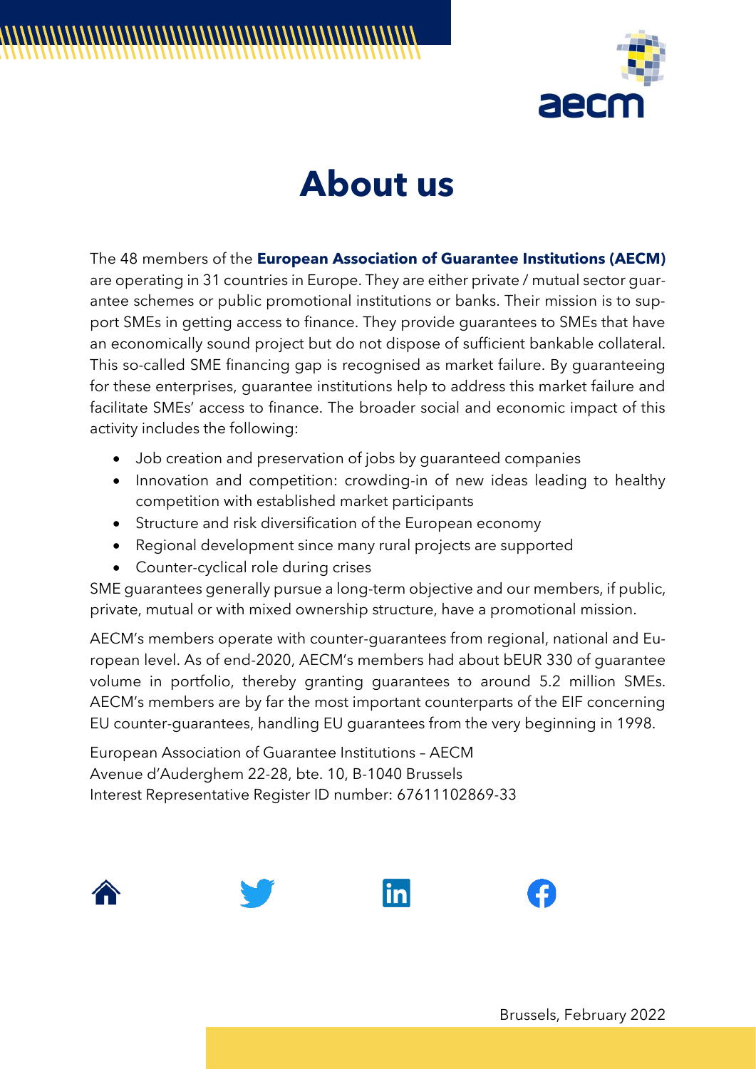# About us

The 48 members of the **European Association of Guarantee Institutions (AECM)** are operating in 31 countries in Europe. They are either private / mutual sector guarantee schemes or public promotional institutions or banks. Their mission is to support SMEs in getting access to finance. They provide guarantees to SMEs that have an economically sound project but do not dispose of sufficient bankable collateral. This so-called SME financing gap is recognised as market failure. By guaranteeing for these enterprises, guarantee institutions help to address this market failure and facilitate SMEs' access to finance. The broader social and economic impact of this activity includes the following:

- Job creation and preservation of jobs by guaranteed companies
- Innovation and competition: crowding-in of new ideas leading to healthy competition with established market participants
- Structure and risk diversification of the European economy
- Regional development since many rural projects are supported
- Counter-cyclical role during crises

SME guarantees generally pursue a long-term objective and our members, if public, private, mutual or with mixed ownership structure, have a promotional mission.

AECM's members operate with counter-guarantees from regional, national and European level. As of end-2020, AECM's members had about bEUR 330 of guarantee volume in portfolio, thereby granting guarantees to around 5.2 million SMEs. AECM's members are by far the most important counterparts of the EIF concerning EU counter-guarantees, handling EU guarantees from the very beginning in 1998.

European Association of Guarantee Institutions – AECM
Avenue d'Auderghem 22-28, bte. 10, B-1040 Brussels
Interest Representative Register ID number: 67611102869-33

Brussels, February 2022